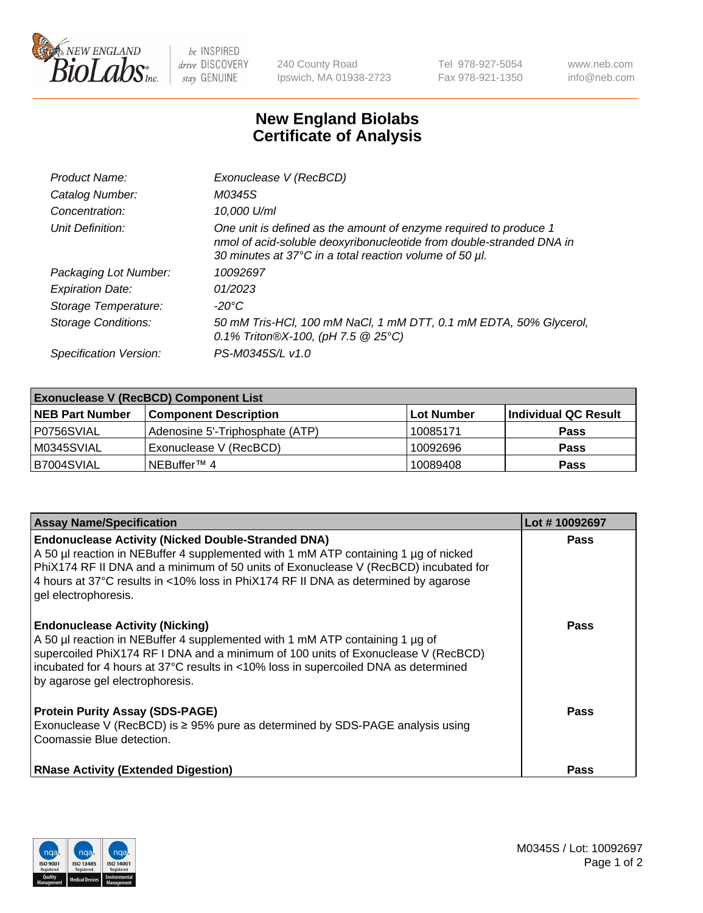New England BioLabs Inc. — be INSPIRED drive DISCOVERY stay GENUINE

240 County Road
Ipswich, MA 01938-2723

Tel 978-927-5054
Fax 978-921-1350

www.neb.com
info@neb.com

# New England Biolabs
# Certificate of Analysis

| | |
|---|---|
| *Product Name:* | *Exonuclease V (RecBCD)* |
| *Catalog Number:* | *M0345S* |
| *Concentration:* | *10,000 U/ml* |
| *Unit Definition:* | *One unit is defined as the amount of enzyme required to produce 1 nmol of acid-soluble deoxyribonucleotide from double-stranded DNA in 30 minutes at 37°C in a total reaction volume of 50 µl.* |
| *Packaging Lot Number:* | *10092697* |
| *Expiration Date:* | *01/2023* |
| *Storage Temperature:* | *-20°C* |
| *Storage Conditions:* | *50 mM Tris-HCl, 100 mM NaCl, 1 mM DTT, 0.1 mM EDTA, 50% Glycerol, 0.1% Triton®X-100, (pH 7.5 @ 25°C)* |
| *Specification Version:* | *PS-M0345S/L v1.0* |

| Exonuclease V (RecBCD) Component List | | | |
|---|---|---|---|
| **NEB Part Number** | **Component Description** | **Lot Number** | **Individual QC Result** |
| P0756SVIAL | Adenosine 5'-Triphosphate (ATP) | 10085171 | **Pass** |
| M0345SVIAL | Exonuclease V (RecBCD) | 10092696 | **Pass** |
| B7004SVIAL | NEBuffer™ 4 | 10089408 | **Pass** |

| Assay Name/Specification | Lot # 10092697 |
|---|---|
| **Endonuclease Activity (Nicked Double-Stranded DNA)**<br>A 50 µl reaction in NEBuffer 4 supplemented with 1 mM ATP containing 1 µg of nicked PhiX174 RF II DNA and a minimum of 50 units of Exonuclease V (RecBCD) incubated for 4 hours at 37°C results in <10% loss in PhiX174 RF II DNA as determined by agarose gel electrophoresis. | **Pass** |
| **Endonuclease Activity (Nicking)**<br>A 50 µl reaction in NEBuffer 4 supplemented with 1 mM ATP containing 1 µg of supercoiled PhiX174 RF I DNA and a minimum of 100 units of Exonuclease V (RecBCD) incubated for 4 hours at 37°C results in <10% loss in supercoiled DNA as determined by agarose gel electrophoresis. | **Pass** |
| **Protein Purity Assay (SDS-PAGE)**<br>Exonuclease V (RecBCD) is ≥ 95% pure as determined by SDS-PAGE analysis using Coomassie Blue detection. | **Pass** |
| **RNase Activity (Extended Digestion)** | **Pass** |

M0345S / Lot: 10092697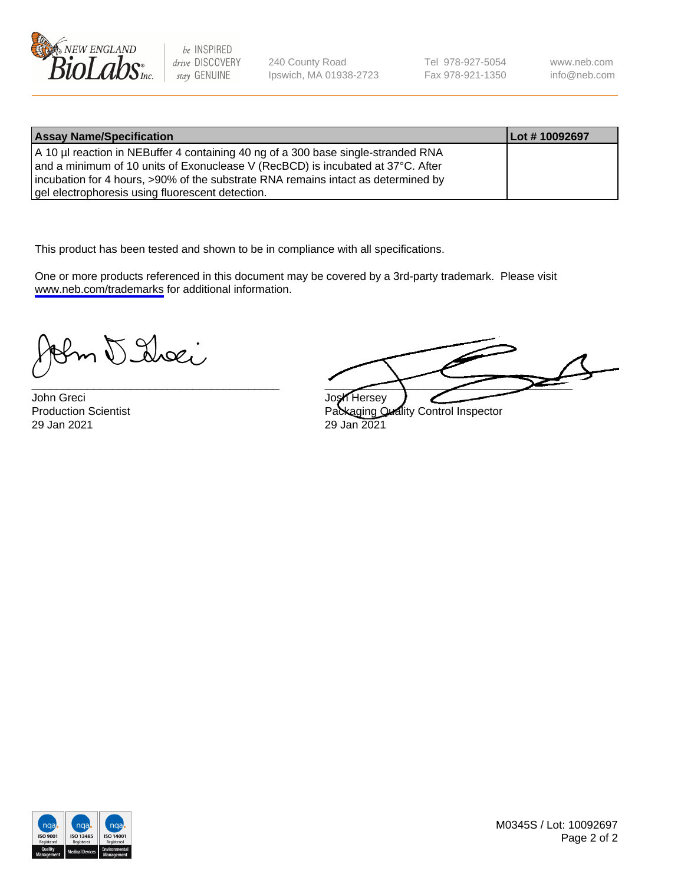NEW ENGLAND BioLabs Inc. — be INSPIRED drive DISCOVERY stay GENUINE

240 County Road
Ipswich, MA 01938-2723

Tel 978-927-5054
Fax 978-921-1350

www.neb.com
info@neb.com

| Assay Name/Specification | Lot # 10092697 |
|---|---|
| A 10 µl reaction in NEBuffer 4 containing 40 ng of a 300 base single-stranded RNA and a minimum of 10 units of Exonuclease V (RecBCD) is incubated at 37°C. After incubation for 4 hours, >90% of the substrate RNA remains intact as determined by gel electrophoresis using fluorescent detection. | |

This product has been tested and shown to be in compliance with all specifications.

One or more products referenced in this document may be covered by a 3rd-party trademark. Please visit www.neb.com/trademarks for additional information.

John Greci
Production Scientist
29 Jan 2021

Josh Hersey
Packaging Quality Control Inspector
29 Jan 2021

M0345S / Lot: 10092697